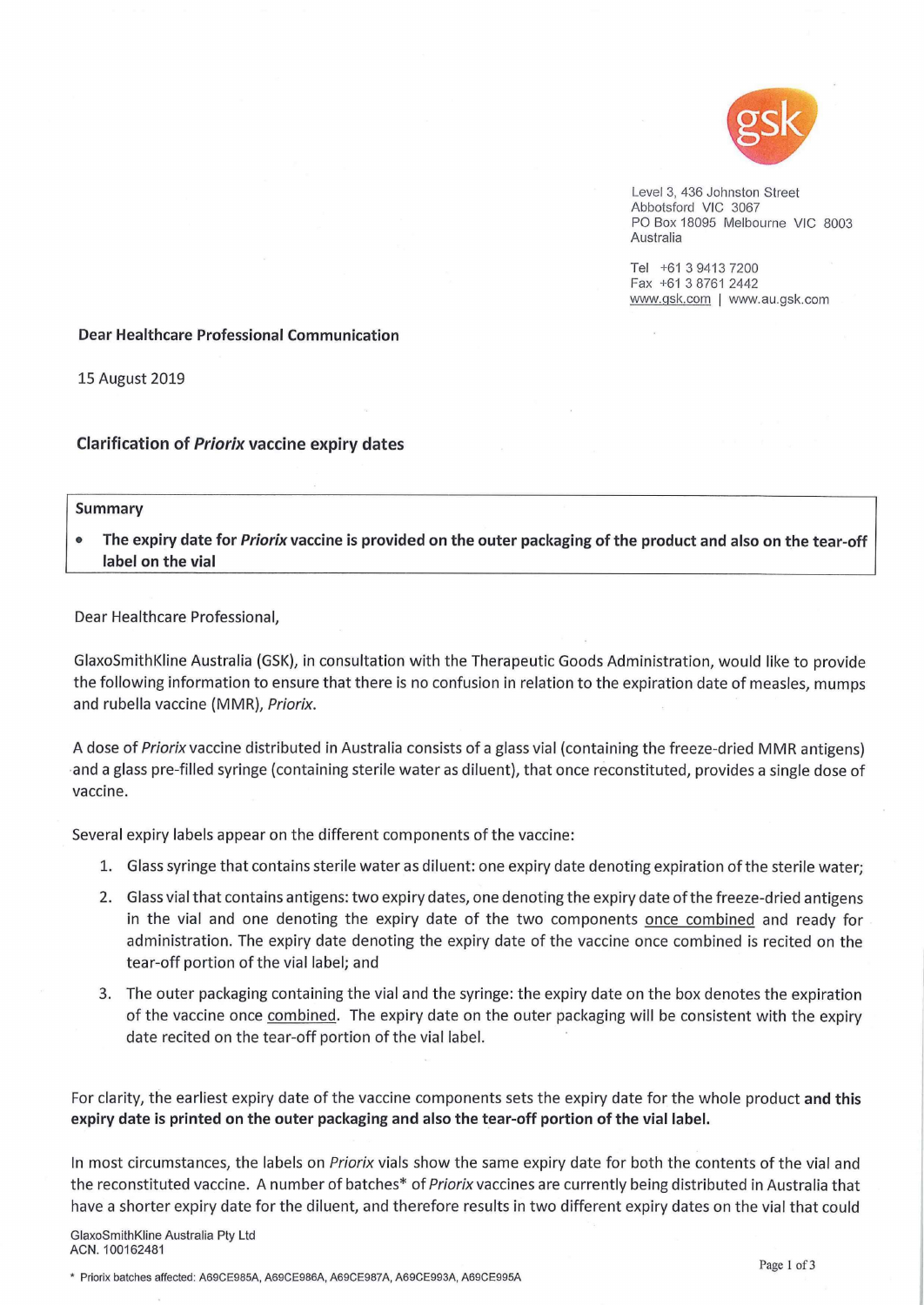Level 3, 436 Johnston Street
Abbotsford VIC 3067
PO Box 18095 Melbourne VIC 8003
Australia

Tel +61 3 9413 7200
Fax +61 3 8761 2442
www.gsk.com | www.au.gsk.com

**Dear Healthcare Professional Communication**

15 August 2019

## Clarification of *Priorix* vaccine expiry dates

**Summary**

- **The expiry date for *Priorix* vaccine is provided on the outer packaging of the product and also on the tear-off label on the vial**

Dear Healthcare Professional,

GlaxoSmithKline Australia (GSK), in consultation with the Therapeutic Goods Administration, would like to provide the following information to ensure that there is no confusion in relation to the expiration date of measles, mumps and rubella vaccine (MMR), *Priorix*.

A dose of *Priorix* vaccine distributed in Australia consists of a glass vial (containing the freeze-dried MMR antigens) and a glass pre-filled syringe (containing sterile water as diluent), that once reconstituted, provides a single dose of vaccine.

Several expiry labels appear on the different components of the vaccine:

1. Glass syringe that contains sterile water as diluent: one expiry date denoting expiration of the sterile water;
2. Glass vial that contains antigens: two expiry dates, one denoting the expiry date of the freeze-dried antigens in the vial and one denoting the expiry date of the two components once combined and ready for administration. The expiry date denoting the expiry date of the vaccine once combined is recited on the tear-off portion of the vial label; and
3. The outer packaging containing the vial and the syringe: the expiry date on the box denotes the expiration of the vaccine once combined. The expiry date on the outer packaging will be consistent with the expiry date recited on the tear-off portion of the vial label.

For clarity, the earliest expiry date of the vaccine components sets the expiry date for the whole product **and this expiry date is printed on the outer packaging and also the tear-off portion of the vial label.**

In most circumstances, the labels on *Priorix* vials show the same expiry date for both the contents of the vial and the reconstituted vaccine. A number of batches* of *Priorix* vaccines are currently being distributed in Australia that have a shorter expiry date for the diluent, and therefore results in two different expiry dates on the vial that could

GlaxoSmithKline Australia Pty Ltd
ACN. 100162481

\* Priorix batches affected: A69CE985A, A69CE986A, A69CE987A, A69CE993A, A69CE995A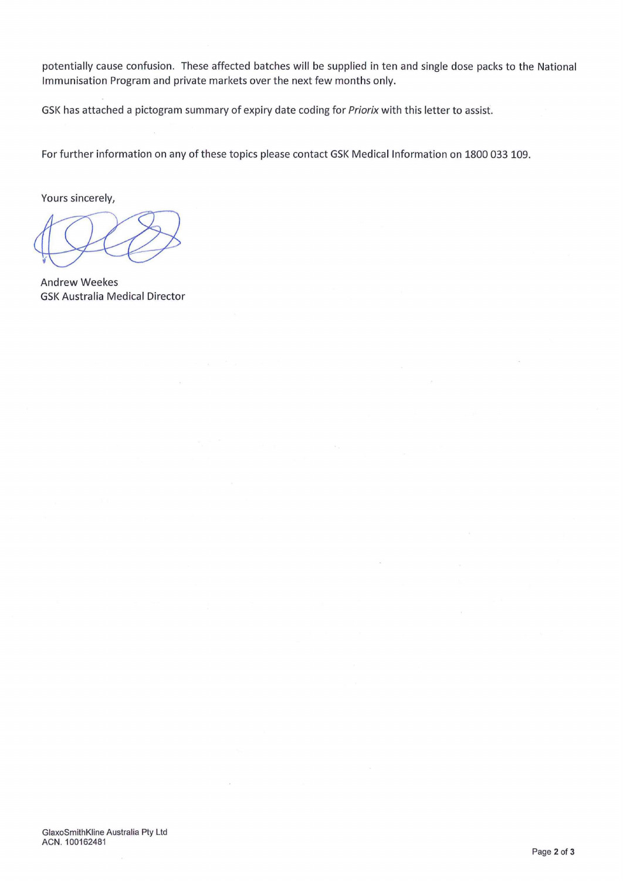potentially cause confusion. These affected batches will be supplied in ten and single dose packs to the National Immunisation Program and private markets over the next few months only.

GSK has attached a pictogram summary of expiry date coding for *Priorix* with this letter to assist.

For further information on any of these topics please contact GSK Medical Information on 1800 033 109.

Yours sincerely,

Andrew Weekes
GSK Australia Medical Director

GlaxoSmithKline Australia Pty Ltd
ACN. 100162481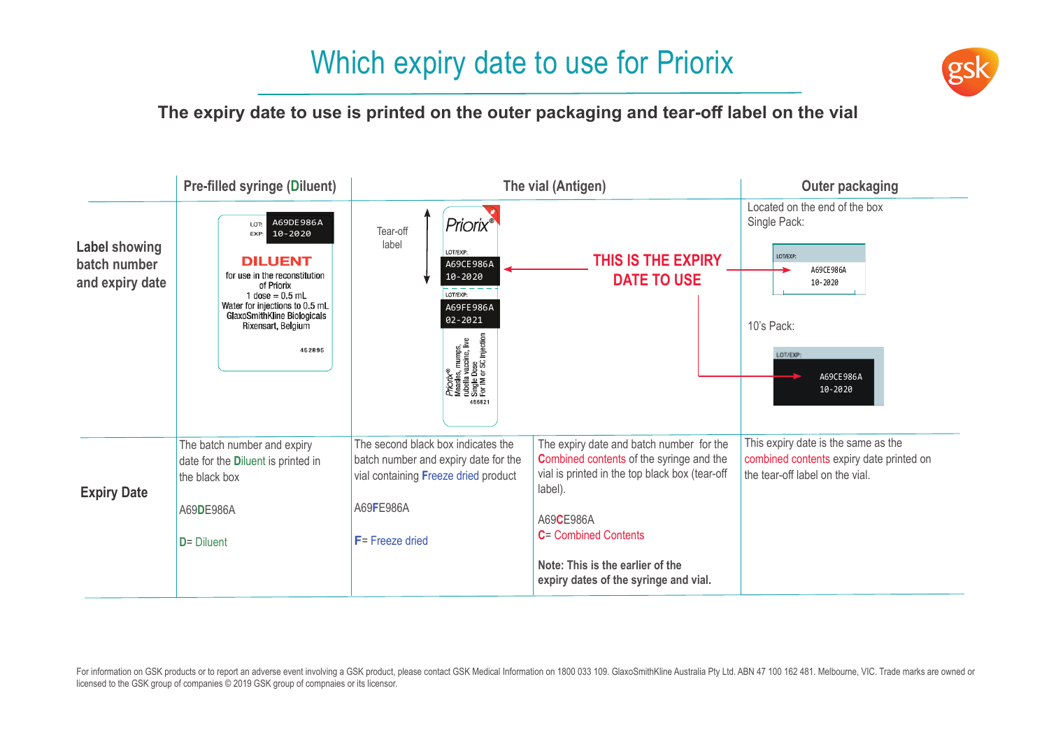# Which expiry date to use for Priorix

**The expiry date to use is printed on the outer packaging and tear-off label on the vial**

| | Pre-filled syringe (Diluent) | The vial (Antigen) | | Outer packaging |
|---|---|---|---|---|
| **Label showing batch number and expiry date** | LOT: A69DE986A<br>EXP: 10-2020<br>DILUENT<br>for use in the reconstitution of Priorix<br>1 dose = 0.5 mL<br>Water for injections to 0.5 mL<br>GlaxoSmithKline Biologicals<br>Rixensart, Belgium<br>452895 | Tear-off label<br>Priorix®<br>LOT/EXP: A69CE986A 10-2020<br>LOT/EXP: A69FE986A 02-2021<br>Priorix® Measles, mumps, rubella vaccine, live Single Dose For IM or SC Injection 456821 | THIS IS THE EXPIRY DATE TO USE | Located on the end of the box<br>Single Pack:<br>LOT/EXP: A69CE986A 10-2020<br>10's Pack:<br>LOT/EXP: A69CE986A 10-2020 |
| **Expiry Date** | The batch number and expiry date for the Diluent is printed in the black box<br><br>A69DE986A<br><br>D= Diluent | The second black box indicates the batch number and expiry date for the vial containing Freeze dried product<br><br>A69FE986A<br><br>F= Freeze dried | The expiry date and batch number for the Combined contents of the syringe and the vial is printed in the top black box (tear-off label).<br><br>A69CE986A<br>C= Combined Contents<br><br>**Note: This is the earlier of the expiry dates of the syringe and vial.** | This expiry date is the same as the combined contents expiry date printed on the tear-off label on the vial. |

For information on GSK products or to report an adverse event involving a GSK product, please contact GSK Medical Information on 1800 033 109. GlaxoSmithKline Australia Pty Ltd. ABN 47 100 162 481. Melbourne, VIC. Trade marks are owned or licensed to the GSK group of companies © 2019 GSK group of compnaies or its licensor.